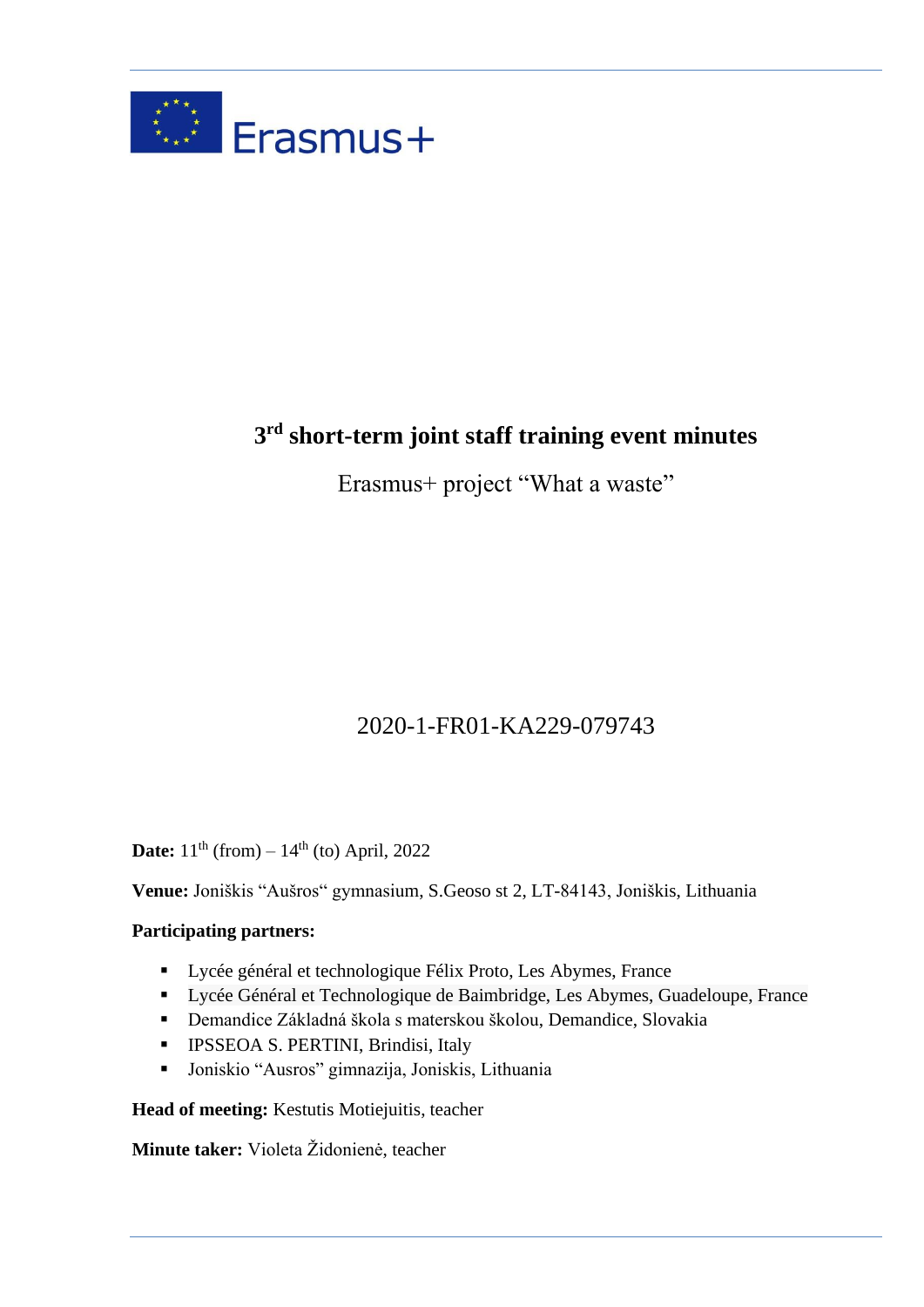Erasmus+

# 3rd short-term joint staff training event minutes

Erasmus+ project "What a waste"

2020-1-FR01-KA229-079743

**Date:** 11th (from) – 14th (to) April, 2022

**Venue:** Joniškis "Aušros" gymnasium, S.Geoso st 2, LT-84143, Joniškis, Lithuania

**Participating partners:**

- Lycée général et technologique Félix Proto, Les Abymes, France
- Lycée Général et Technologique de Baimbridge, Les Abymes, Guadeloupe, France
- Demandice Základná škola s materskou školou, Demandice, Slovakia
- IPSSEOA S. PERTINI, Brindisi, Italy
- Joniskio "Ausros" gimnazija, Joniskis, Lithuania

**Head of meeting:** Kestutis Motiejuitis, teacher

**Minute taker:** Violeta Židonienė, teacher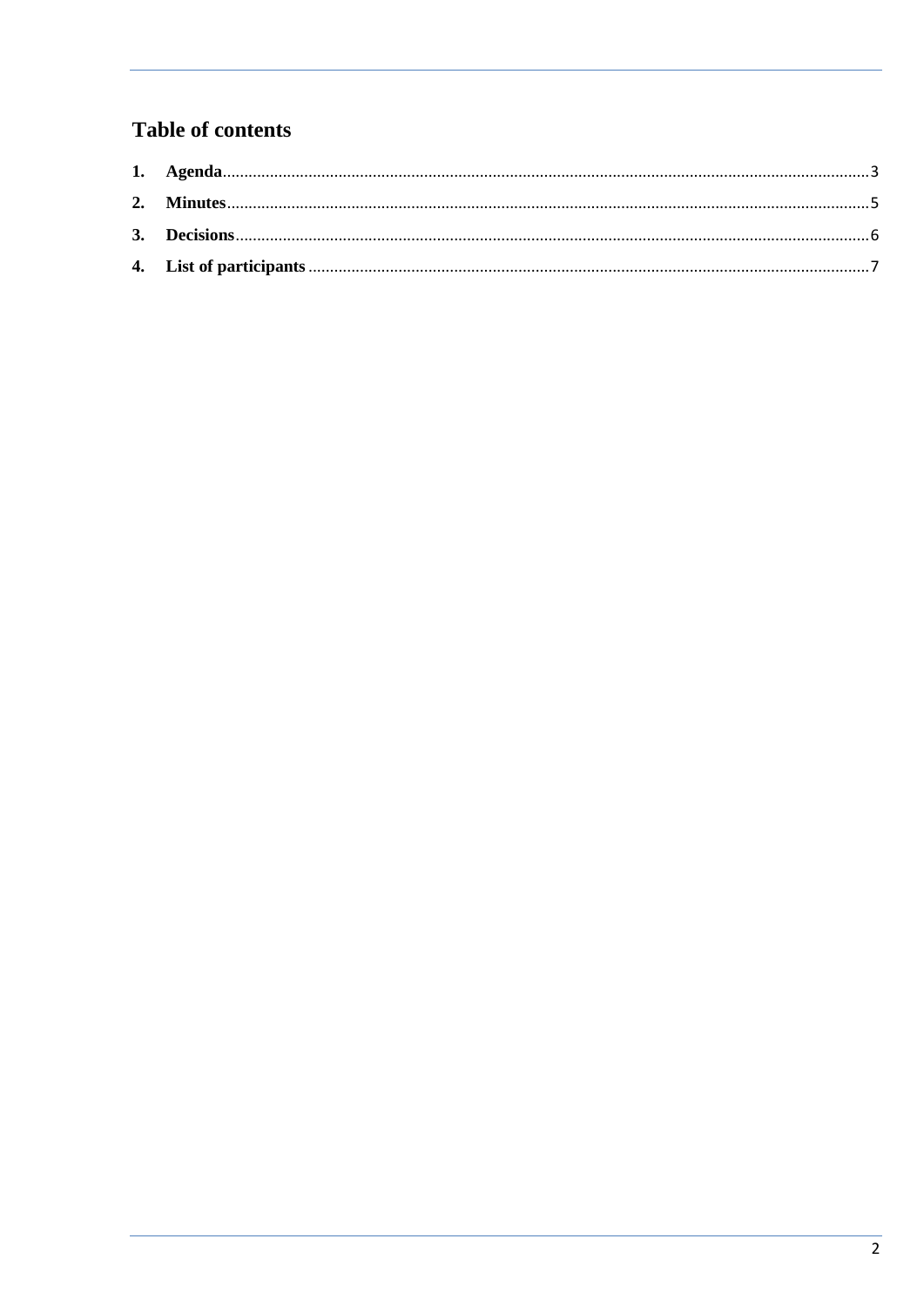## Table of contents

1. **Agenda**......3
2. **Minutes**......5
3. **Decisions**......6
4. **List of participants**......7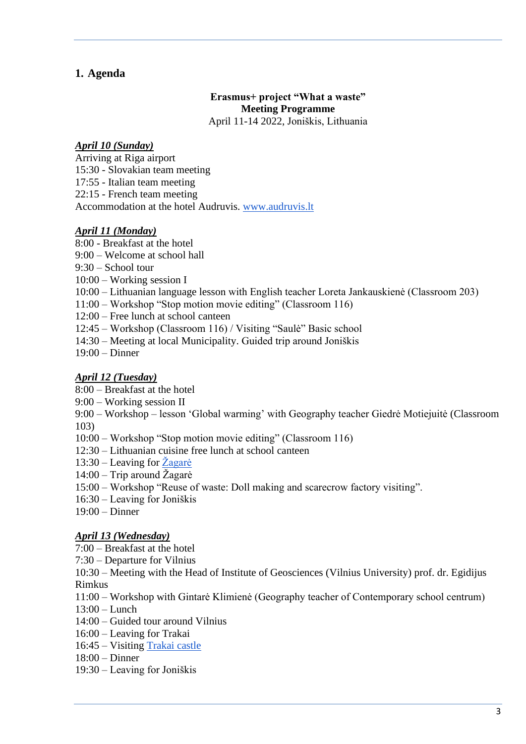## 1. Agenda

**Erasmus+ project "What a waste"**
**Meeting Programme**
April 11-14 2022, Joniškis, Lithuania

***April 10 (Sunday)***
Arriving at Riga airport
15:30 - Slovakian team meeting
17:55 - Italian team meeting
22:15 - French team meeting
Accommodation at the hotel Audruvis. [www.audruvis.lt](www.audruvis.lt)

***April 11 (Monday)***
8:00 - Breakfast at the hotel
9:00 – Welcome at school hall
9:30 – School tour
10:00 – Working session I
10:00 – Lithuanian language lesson with English teacher Loreta Jankauskienė (Classroom 203)
11:00 – Workshop "Stop motion movie editing" (Classroom 116)
12:00 – Free lunch at school canteen
12:45 – Workshop (Classroom 116) / Visiting "Saulė" Basic school
14:30 – Meeting at local Municipality. Guided trip around Joniškis
19:00 – Dinner

***April 12 (Tuesday)***
8:00 – Breakfast at the hotel
9:00 – Working session II
9:00 – Workshop – lesson 'Global warming' with Geography teacher Giedrė Motiejuitė (Classroom 103)
10:00 – Workshop "Stop motion movie editing" (Classroom 116)
12:30 – Lithuanian cuisine free lunch at school canteen
13:30 – Leaving for Žagarė
14:00 – Trip around Žagarė
15:00 – Workshop "Reuse of waste: Doll making and scarecrow factory visiting".
16:30 – Leaving for Joniškis
19:00 – Dinner

***April 13 (Wednesday)***
7:00 – Breakfast at the hotel
7:30 – Departure for Vilnius
10:30 – Meeting with the Head of Institute of Geosciences (Vilnius University) prof. dr. Egidijus Rimkus
11:00 – Workshop with Gintarė Klimienė (Geography teacher of Contemporary school centrum)
13:00 – Lunch
14:00 – Guided tour around Vilnius
16:00 – Leaving for Trakai
16:45 – Visiting Trakai castle
18:00 – Dinner
19:30 – Leaving for Joniškis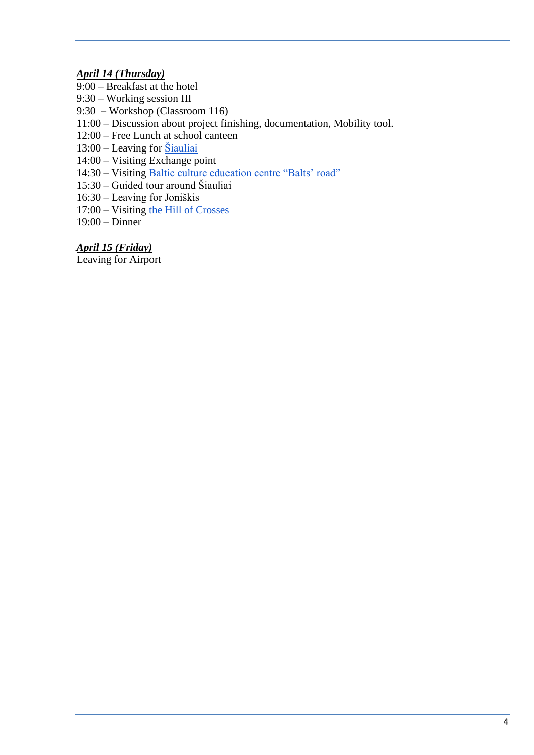***April 14 (Thursday)***

9:00 – Breakfast at the hotel
9:30 – Working session III
9:30 – Workshop (Classroom 116)
11:00 – Discussion about project finishing, documentation, Mobility tool.
12:00 – Free Lunch at school canteen
13:00 – Leaving for Šiauliai
14:00 – Visiting Exchange point
14:30 – Visiting Baltic culture education centre “Balts’ road”
15:30 – Guided tour around Šiauliai
16:30 – Leaving for Joniškis
17:00 – Visiting the Hill of Crosses
19:00 – Dinner

***April 15 (Friday)***

Leaving for Airport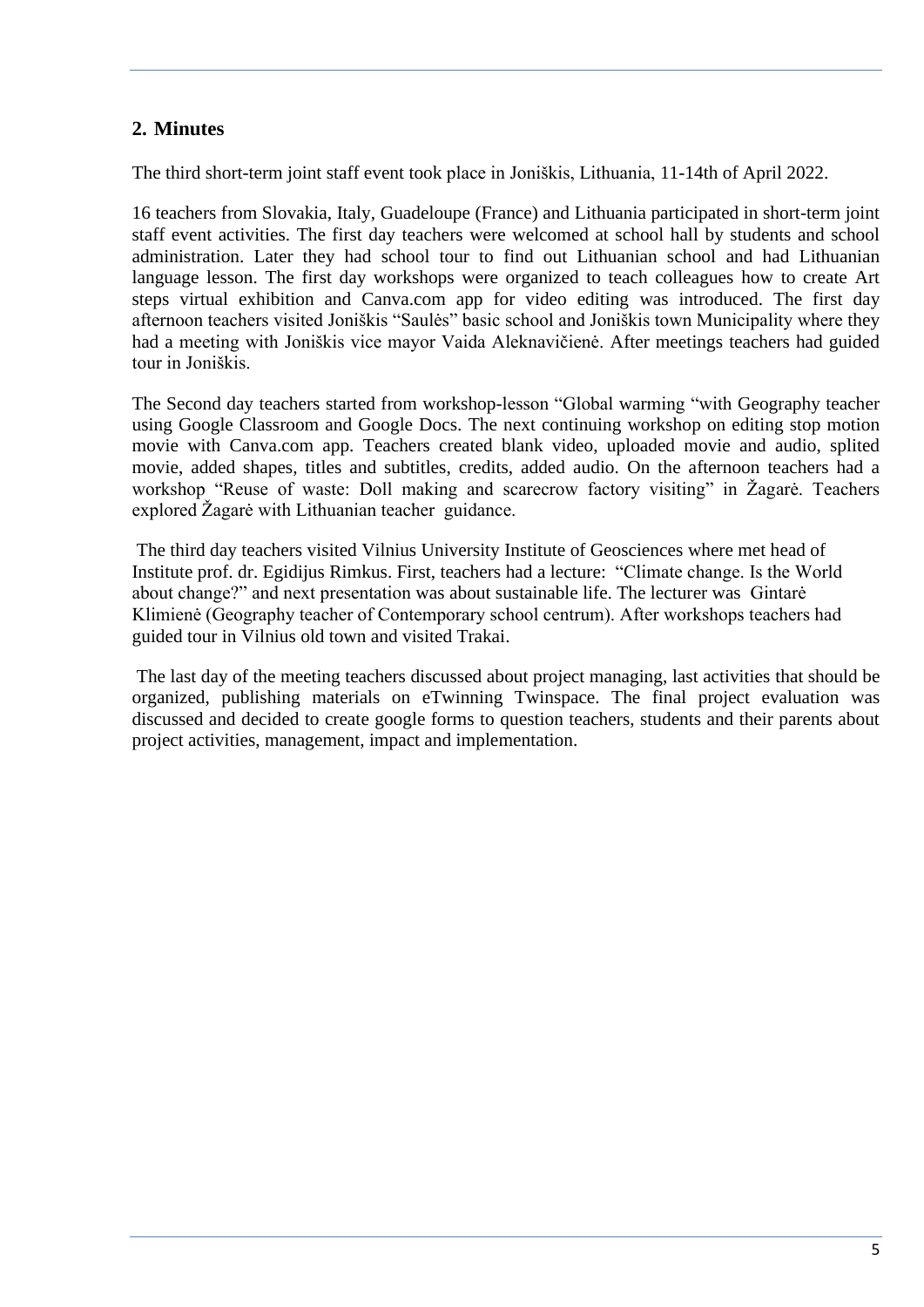## 2. Minutes

The third short-term joint staff event took place in Joniškis, Lithuania, 11-14th of April 2022.

16 teachers from Slovakia, Italy, Guadeloupe (France) and Lithuania participated in short-term joint staff event activities. The first day teachers were welcomed at school hall by students and school administration. Later they had school tour to find out Lithuanian school and had Lithuanian language lesson. The first day workshops were organized to teach colleagues how to create Art steps virtual exhibition and Canva.com app for video editing was introduced. The first day afternoon teachers visited Joniškis "Saulės" basic school and Joniškis town Municipality where they had a meeting with Joniškis vice mayor Vaida Aleknavičienė. After meetings teachers had guided tour in Joniškis.

The Second day teachers started from workshop-lesson "Global warming "with Geography teacher using Google Classroom and Google Docs. The next continuing workshop on editing stop motion movie with Canva.com app. Teachers created blank video, uploaded movie and audio, splited movie, added shapes, titles and subtitles, credits, added audio. On the afternoon teachers had a workshop "Reuse of waste: Doll making and scarecrow factory visiting" in Žagarė. Teachers explored Žagarė with Lithuanian teacher guidance.

The third day teachers visited Vilnius University Institute of Geosciences where met head of Institute prof. dr. Egidijus Rimkus. First, teachers had a lecture: "Climate change. Is the World about change?" and next presentation was about sustainable life. The lecturer was Gintarė Klimienė (Geography teacher of Contemporary school centrum). After workshops teachers had guided tour in Vilnius old town and visited Trakai.

The last day of the meeting teachers discussed about project managing, last activities that should be organized, publishing materials on eTwinning Twinspace. The final project evaluation was discussed and decided to create google forms to question teachers, students and their parents about project activities, management, impact and implementation.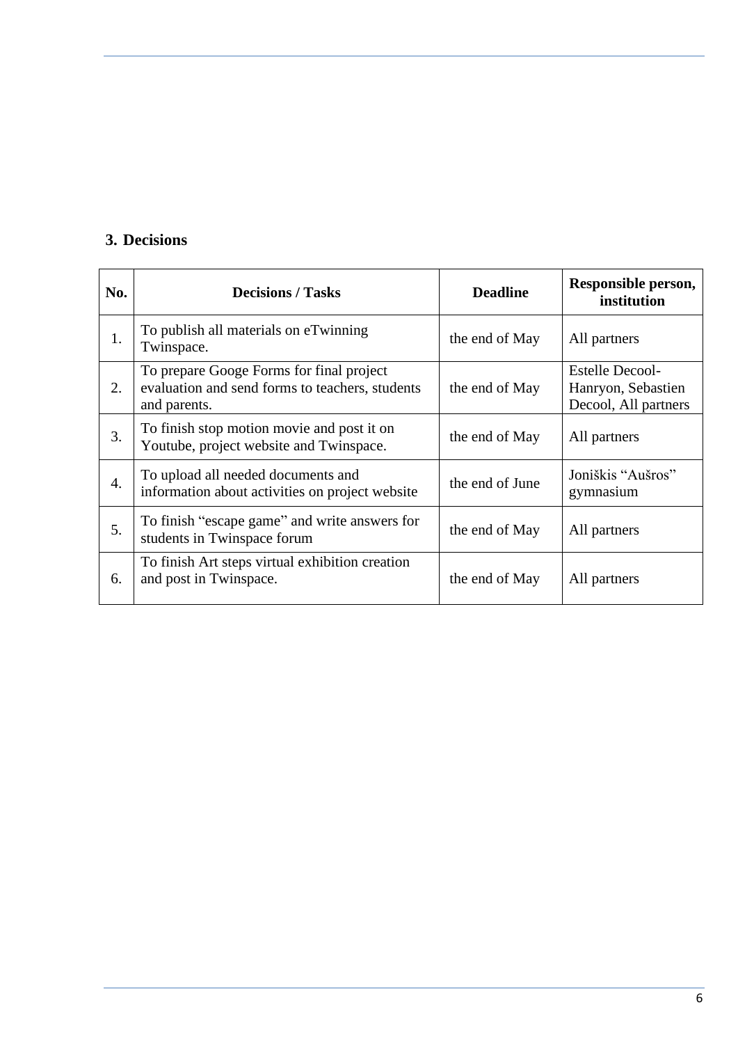### 3. Decisions

| No. | Decisions / Tasks | Deadline | Responsible person, institution |
|---|---|---|---|
| 1. | To publish all materials on eTwinning Twinspace. | the end of May | All partners |
| 2. | To prepare Googe Forms for final project evaluation and send forms to teachers, students and parents. | the end of May | Estelle Decool-Hanryon, Sebastien Decool, All partners |
| 3. | To finish stop motion movie and post it on Youtube, project website and Twinspace. | the end of May | All partners |
| 4. | To upload all needed documents and information about activities on project website | the end of June | Joniškis "Aušros" gymnasium |
| 5. | To finish "escape game" and write answers for students in Twinspace forum | the end of May | All partners |
| 6. | To finish Art steps virtual exhibition creation and post in Twinspace. | the end of May | All partners |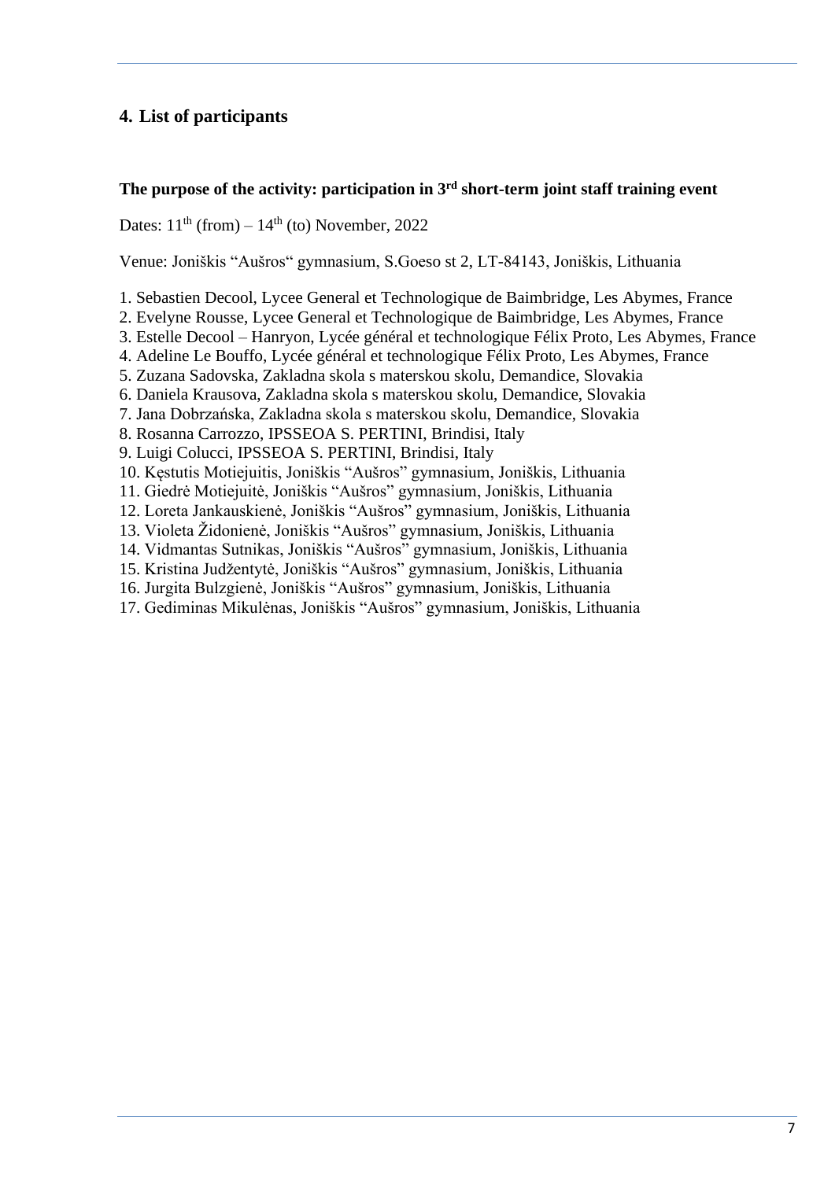## 4. List of participants

**The purpose of the activity: participation in 3rd short-term joint staff training event**

Dates: 11th (from) – 14th (to) November, 2022

Venue: Joniškis “Aušros“ gymnasium, S.Goeso st 2, LT-84143, Joniškis, Lithuania

1. Sebastien Decool, Lycee General et Technologique de Baimbridge, Les Abymes, France
2. Evelyne Rousse, Lycee General et Technologique de Baimbridge, Les Abymes, France
3. Estelle Decool – Hanryon, Lycée général et technologique Félix Proto, Les Abymes, France
4. Adeline Le Bouffo, Lycée général et technologique Félix Proto, Les Abymes, France
5. Zuzana Sadovska, Zakladna skola s materskou skolu, Demandice, Slovakia
6. Daniela Krausova, Zakladna skola s materskou skolu, Demandice, Slovakia
7. Jana Dobrzańska, Zakladna skola s materskou skolu, Demandice, Slovakia
8. Rosanna Carrozzo, IPSSEOA S. PERTINI, Brindisi, Italy
9. Luigi Colucci, IPSSEOA S. PERTINI, Brindisi, Italy
10. Kęstutis Motiejuitis, Joniškis “Aušros” gymnasium, Joniškis, Lithuania
11. Giedrė Motiejuitė, Joniškis “Aušros” gymnasium, Joniškis, Lithuania
12. Loreta Jankauskienė, Joniškis “Aušros” gymnasium, Joniškis, Lithuania
13. Violeta Židonienė, Joniškis “Aušros” gymnasium, Joniškis, Lithuania
14. Vidmantas Sutnikas, Joniškis “Aušros” gymnasium, Joniškis, Lithuania
15. Kristina Judžentytė, Joniškis “Aušros” gymnasium, Joniškis, Lithuania
16. Jurgita Bulzgienė, Joniškis “Aušros” gymnasium, Joniškis, Lithuania
17. Gediminas Mikulėnas, Joniškis “Aušros” gymnasium, Joniškis, Lithuania